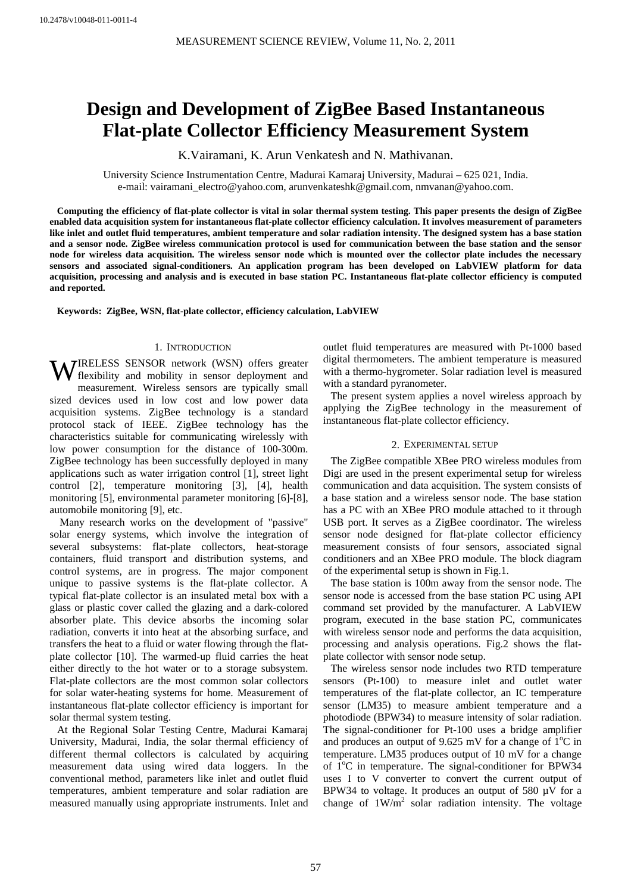10.2478/v10048-011-0011-4

# Design and Development of ZigBee Based Instantaneous Flat-plate Collector Efficiency Measurement System

K.Vairamani, K. Arun Venkatesh and N. Mathivanan.

University Science Instrumentation Centre, Madurai Kamaraj University, Madurai – 625 021, India.
e-mail: vairamani_electro@yahoo.com, arunvenkateshk@gmail.com, nmvanan@yahoo.com.

**Computing the efficiency of flat-plate collector is vital in solar thermal system testing. This paper presents the design of ZigBee enabled data acquisition system for instantaneous flat-plate collector efficiency calculation. It involves measurement of parameters like inlet and outlet fluid temperatures, ambient temperature and solar radiation intensity. The designed system has a base station and a sensor node. ZigBee wireless communication protocol is used for communication between the base station and the sensor node for wireless data acquisition. The wireless sensor node which is mounted over the collector plate includes the necessary sensors and associated signal-conditioners. An application program has been developed on LabVIEW platform for data acquisition, processing and analysis and is executed in base station PC. Instantaneous flat-plate collector efficiency is computed and reported.**

**Keywords: ZigBee, WSN, flat-plate collector, efficiency calculation, LabVIEW**

## 1. Introduction

Wireless SENSOR network (WSN) offers greater flexibility and mobility in sensor deployment and measurement. Wireless sensors are typically small sized devices used in low cost and low power data acquisition systems. ZigBee technology is a standard protocol stack of IEEE. ZigBee technology has the characteristics suitable for communicating wirelessly with low power consumption for the distance of 100-300m. ZigBee technology has been successfully deployed in many applications such as water irrigation control [1], street light control [2], temperature monitoring [3], [4], health monitoring [5], environmental parameter monitoring [6]-[8], automobile monitoring [9], etc.

Many research works on the development of "passive" solar energy systems, which involve the integration of several subsystems: flat-plate collectors, heat-storage containers, fluid transport and distribution systems, and control systems, are in progress. The major component unique to passive systems is the flat-plate collector. A typical flat-plate collector is an insulated metal box with a glass or plastic cover called the glazing and a dark-colored absorber plate. This device absorbs the incoming solar radiation, converts it into heat at the absorbing surface, and transfers the heat to a fluid or water flowing through the flat-plate collector [10]. The warmed-up fluid carries the heat either directly to the hot water or to a storage subsystem. Flat-plate collectors are the most common solar collectors for solar water-heating systems for home. Measurement of instantaneous flat-plate collector efficiency is important for solar thermal system testing.

At the Regional Solar Testing Centre, Madurai Kamaraj University, Madurai, India, the solar thermal efficiency of different thermal collectors is calculated by acquiring measurement data using wired data loggers. In the conventional method, parameters like inlet and outlet fluid temperatures, ambient temperature and solar radiation are measured manually using appropriate instruments. Inlet and outlet fluid temperatures are measured with Pt-1000 based digital thermometers. The ambient temperature is measured with a thermo-hygrometer. Solar radiation level is measured with a standard pyranometer.

The present system applies a novel wireless approach by applying the ZigBee technology in the measurement of instantaneous flat-plate collector efficiency.

## 2. Experimental setup

The ZigBee compatible XBee PRO wireless modules from Digi are used in the present experimental setup for wireless communication and data acquisition. The system consists of a base station and a wireless sensor node. The base station has a PC with an XBee PRO module attached to it through USB port. It serves as a ZigBee coordinator. The wireless sensor node designed for flat-plate collector efficiency measurement consists of four sensors, associated signal conditioners and an XBee PRO module. The block diagram of the experimental setup is shown in Fig.1.

The base station is 100m away from the sensor node. The sensor node is accessed from the base station PC using API command set provided by the manufacturer. A LabVIEW program, executed in the base station PC, communicates with wireless sensor node and performs the data acquisition, processing and analysis operations. Fig.2 shows the flat-plate collector with sensor node setup.

The wireless sensor node includes two RTD temperature sensors (Pt-100) to measure inlet and outlet water temperatures of the flat-plate collector, an IC temperature sensor (LM35) to measure ambient temperature and a photodiode (BPW34) to measure intensity of solar radiation. The signal-conditioner for Pt-100 uses a bridge amplifier and produces an output of 9.625 mV for a change of $1^{o}$C in temperature. LM35 produces output of 10 mV for a change of $1^{o}$C in temperature. The signal-conditioner for BPW34 uses I to V converter to convert the current output of BPW34 to voltage. It produces an output of 580 µV for a change of $1 W/m^2$ solar radiation intensity. The voltage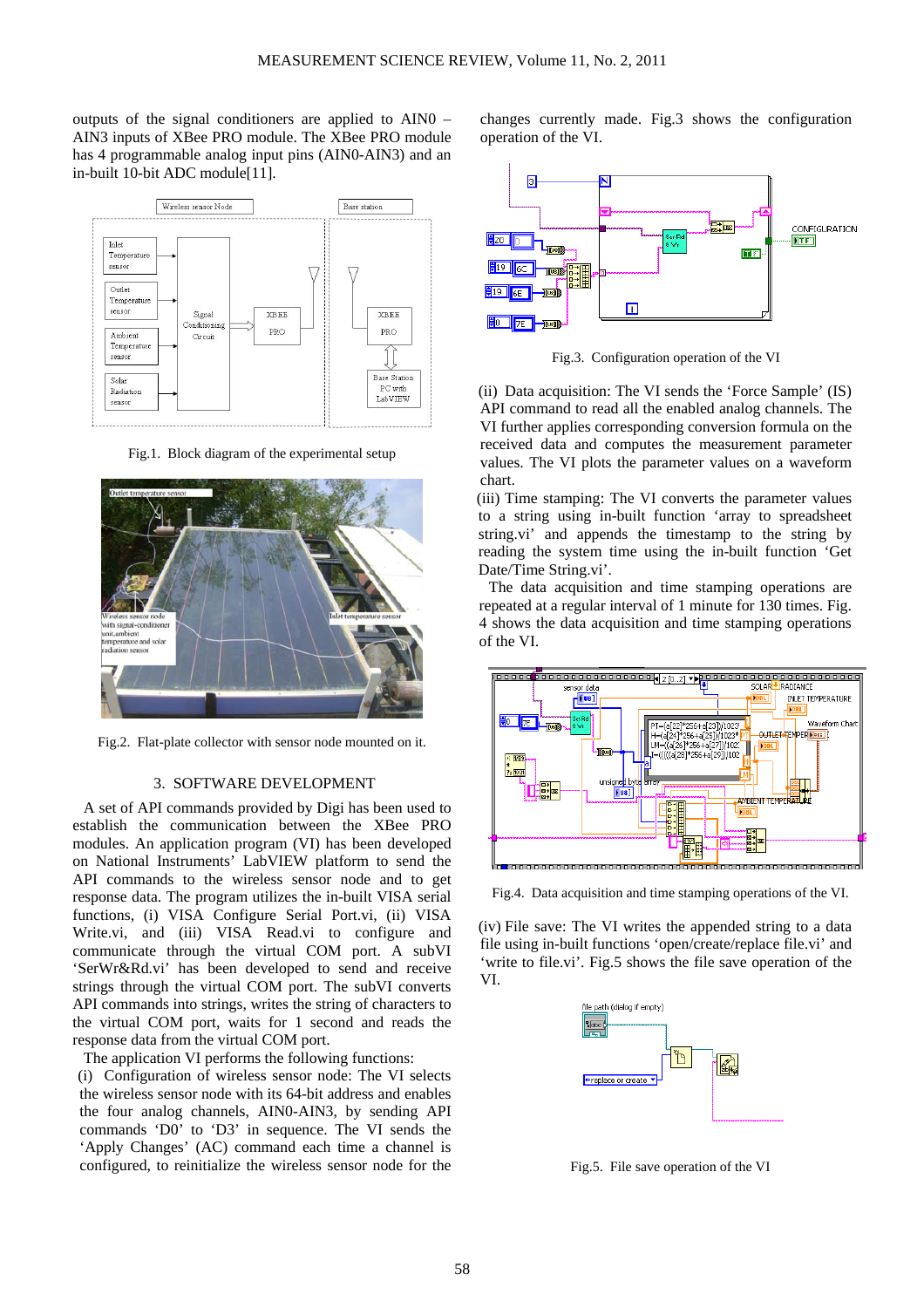outputs of the signal conditioners are applied to AIN0 – AIN3 inputs of XBee PRO module. The XBee PRO module has 4 programmable analog input pins (AIN0-AIN3) and an in-built 10-bit ADC module[11].

Fig.1. Block diagram of the experimental setup

Fig.2. Flat-plate collector with sensor node mounted on it.

## 3. SOFTWARE DEVELOPMENT

A set of API commands provided by Digi has been used to establish the communication between the XBee PRO modules. An application program (VI) has been developed on National Instruments' LabVIEW platform to send the API commands to the wireless sensor node and to get response data. The program utilizes the in-built VISA serial functions, (i) VISA Configure Serial Port.vi, (ii) VISA Write.vi, and (iii) VISA Read.vi to configure and communicate through the virtual COM port. A subVI 'SerWr&Rd.vi' has been developed to send and receive strings through the virtual COM port. The subVI converts API commands into strings, writes the string of characters to the virtual COM port, waits for 1 second and reads the response data from the virtual COM port.

The application VI performs the following functions:

(i) Configuration of wireless sensor node: The VI selects the wireless sensor node with its 64-bit address and enables the four analog channels, AIN0-AIN3, by sending API commands 'D0' to 'D3' in sequence. The VI sends the 'Apply Changes' (AC) command each time a channel is configured, to reinitialize the wireless sensor node for the changes currently made. Fig.3 shows the configuration operation of the VI.

Fig.3. Configuration operation of the VI

(ii) Data acquisition: The VI sends the 'Force Sample' (IS) API command to read all the enabled analog channels. The VI further applies corresponding conversion formula on the received data and computes the measurement parameter values. The VI plots the parameter values on a waveform chart.

(iii) Time stamping: The VI converts the parameter values to a string using in-built function 'array to spreadsheet string.vi' and appends the timestamp to the string by reading the system time using the in-built function 'Get Date/Time String.vi'.

The data acquisition and time stamping operations are repeated at a regular interval of 1 minute for 130 times. Fig. 4 shows the data acquisition and time stamping operations of the VI.

Fig.4. Data acquisition and time stamping operations of the VI.

(iv) File save: The VI writes the appended string to a data file using in-built functions 'open/create/replace file.vi' and 'write to file.vi'. Fig.5 shows the file save operation of the VI.

Fig.5. File save operation of the VI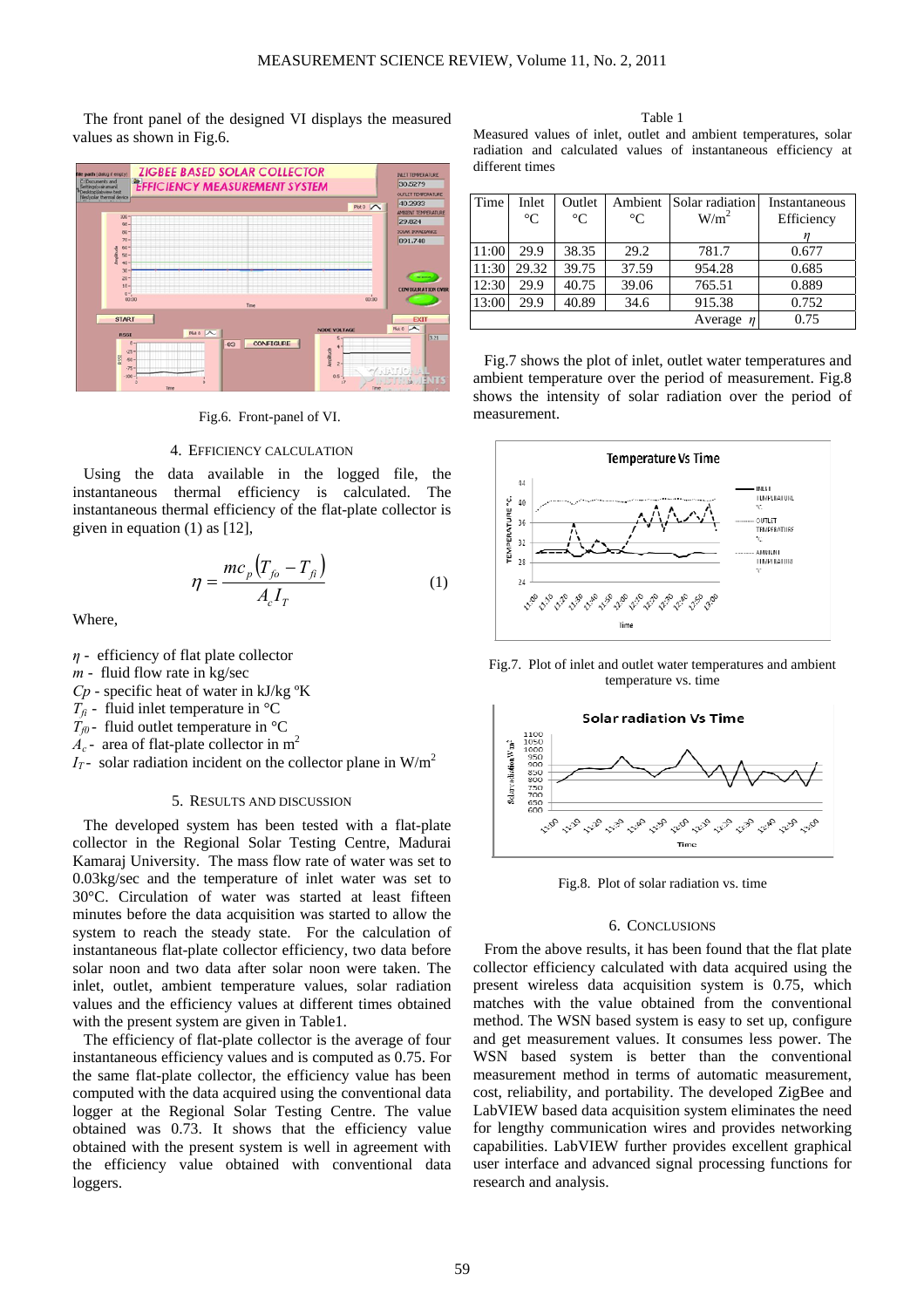The front panel of the designed VI displays the measured values as shown in Fig.6.

Fig.6. Front-panel of VI.

## 4. Efficiency Calculation

Using the data available in the logged file, the instantaneous thermal efficiency is calculated. The instantaneous thermal efficiency of the flat-plate collector is given in equation (1) as [12],

$$\eta = \frac{mc_p\left(T_{fo} - T_{fi}\right)}{A_c I_T} \tag{1}$$

Where,

$\eta$ - efficiency of flat plate collector
$m$ - fluid flow rate in kg/sec
$Cp$ - specific heat of water in kJ/kg ºK
$T_{fi}$ - fluid inlet temperature in °C
$T_{f0}$ - fluid outlet temperature in °C
$A_c$ - area of flat-plate collector in $m^2$
$I_T$ - solar radiation incident on the collector plane in W/$m^2$

## 5. Results and Discussion

The developed system has been tested with a flat-plate collector in the Regional Solar Testing Centre, Madurai Kamaraj University. The mass flow rate of water was set to 0.03kg/sec and the temperature of inlet water was set to 30°C. Circulation of water was started at least fifteen minutes before the data acquisition was started to allow the system to reach the steady state. For the calculation of instantaneous flat-plate collector efficiency, two data before solar noon and two data after solar noon were taken. The inlet, outlet, ambient temperature values, solar radiation values and the efficiency values at different times obtained with the present system are given in Table1.

The efficiency of flat-plate collector is the average of four instantaneous efficiency values and is computed as 0.75. For the same flat-plate collector, the efficiency value has been computed with the data acquired using the conventional data logger at the Regional Solar Testing Centre. The value obtained was 0.73. It shows that the efficiency value obtained with the present system is well in agreement with the efficiency value obtained with conventional data loggers.

Table 1
Measured values of inlet, outlet and ambient temperatures, solar radiation and calculated values of instantaneous efficiency at different times

| Time | Inlet °C | Outlet °C | Ambient °C | Solar radiation W/$m^2$ | Instantaneous Efficiency $\eta$ |
|---|---|---|---|---|---|
| 11:00 | 29.9 | 38.35 | 29.2 | 781.7 | 0.677 |
| 11:30 | 29.32 | 39.75 | 37.59 | 954.28 | 0.685 |
| 12:30 | 29.9 | 40.75 | 39.06 | 765.51 | 0.889 |
| 13:00 | 29.9 | 40.89 | 34.6 | 915.38 | 0.752 |
| | | | | Average $\eta$ | 0.75 |

Fig.7 shows the plot of inlet, outlet water temperatures and ambient temperature over the period of measurement. Fig.8 shows the intensity of solar radiation over the period of measurement.

Fig.7. Plot of inlet and outlet water temperatures and ambient temperature vs. time

Fig.8. Plot of solar radiation vs. time

## 6. Conclusions

From the above results, it has been found that the flat plate collector efficiency calculated with data acquired using the present wireless data acquisition system is 0.75, which matches with the value obtained from the conventional method. The WSN based system is easy to set up, configure and get measurement values. It consumes less power. The WSN based system is better than the conventional measurement method in terms of automatic measurement, cost, reliability, and portability. The developed ZigBee and LabVIEW based data acquisition system eliminates the need for lengthy communication wires and provides networking capabilities. LabVIEW further provides excellent graphical user interface and advanced signal processing functions for research and analysis.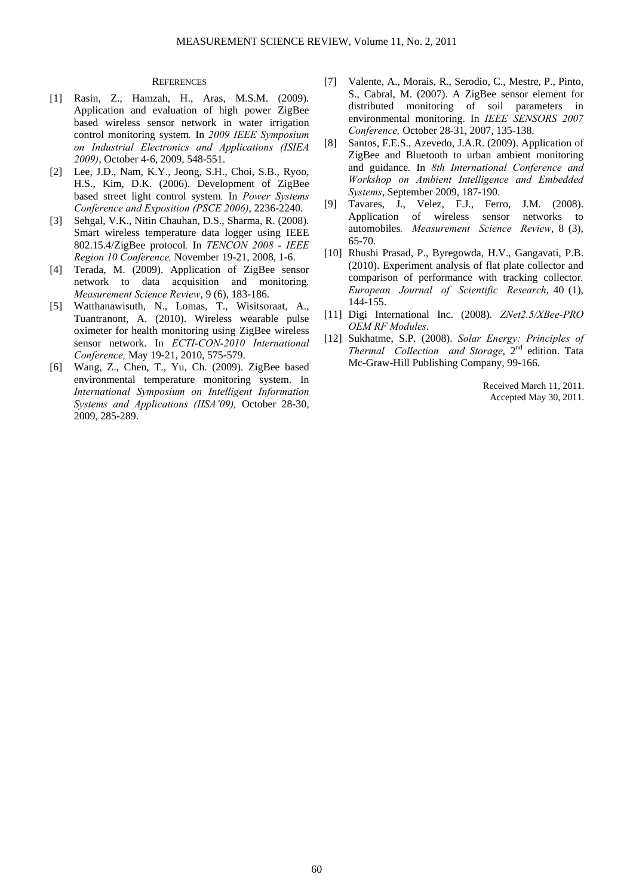## REFERENCES

[1] Rasin, Z., Hamzah, H., Aras, M.S.M. (2009). Application and evaluation of high power ZigBee based wireless sensor network in water irrigation control monitoring system. In *2009 IEEE Symposium on Industrial Electronics and Applications (ISIEA 2009)*, October 4-6, 2009, 548-551.

[2] Lee, J.D., Nam, K.Y., Jeong, S.H., Choi, S.B., Ryoo, H.S., Kim, D.K. (2006). Development of ZigBee based street light control system. In *Power Systems Conference and Exposition (PSCE 2006)*, 2236-2240.

[3] Sehgal, V.K., Nitin Chauhan, D.S., Sharma, R. (2008). Smart wireless temperature data logger using IEEE 802.15.4/ZigBee protocol. In *TENCON 2008 - IEEE Region 10 Conference,* November 19-21, 2008, 1-6.

[4] Terada, M. (2009). Application of ZigBee sensor network to data acquisition and monitoring. *Measurement Science Review*, 9 (6), 183-186.

[5] Watthanawisuth, N., Lomas, T., Wisitsoraat, A., Tuantranont, A. (2010). Wireless wearable pulse oximeter for health monitoring using ZigBee wireless sensor network. In *ECTI-CON-2010 International Conference,* May 19-21, 2010, 575-579.

[6] Wang, Z., Chen, T., Yu, Ch. (2009). ZigBee based environmental temperature monitoring system. In *International Symposium on Intelligent Information Systems and Applications (IISA'09),* October 28-30, 2009, 285-289.

[7] Valente, A., Morais, R., Serodio, C., Mestre, P., Pinto, S., Cabral, M. (2007). A ZigBee sensor element for distributed monitoring of soil parameters in environmental monitoring. In *IEEE SENSORS 2007 Conference,* October 28-31, 2007, 135-138.

[8] Santos, F.E.S., Azevedo, J.A.R. (2009). Application of ZigBee and Bluetooth to urban ambient monitoring and guidance. In *8th International Conference and Workshop on Ambient Intelligence and Embedded Systems*, September 2009, 187-190.

[9] Tavares, J., Velez, F.J., Ferro, J.M. (2008). Application of wireless sensor networks to automobiles. *Measurement Science Review*, 8 (3), 65-70.

[10] Rhushi Prasad, P., Byregowda, H.V., Gangavati, P.B. (2010). Experiment analysis of flat plate collector and comparison of performance with tracking collector. *European Journal of Scientific Research*, 40 (1), 144-155.

[11] Digi International Inc. (2008). *ZNet2.5/XBee-PRO OEM RF Modules*.

[12] Sukhatme, S.P. (2008). *Solar Energy: Principles of Thermal Collection and Storage*, 2nd edition. Tata Mc-Graw-Hill Publishing Company, 99-166.

Received March 11, 2011.
Accepted May 30, 2011.